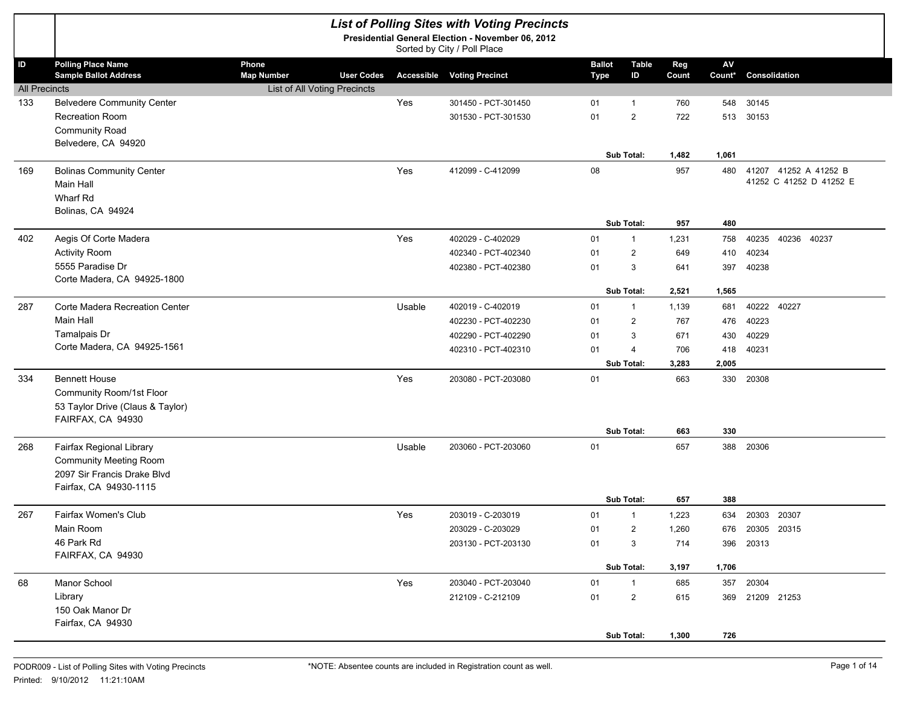# *List of Polling Sites with Voting Precincts*

**Presidential General Election - November 06, 2012**

Sorted by City / Poll Place

| ID | Polling Place Name / Sample Ballot Address | Phone / Map Number | User Codes | Accessible | Voting Precinct | Ballot Type | Table ID | Reg Count | AV Count* | Consolidation |
|---|---|---|---|---|---|---|---|---|---|---|
| All Precincts | | List of All Voting Precincts | | | | | | | | |
| 133 | Belvedere Community Center | | | Yes | 301450 - PCT-301450 | 01 | 1 | 760 | 548 | 30145 |
| | Recreation Room | | | | 301530 - PCT-301530 | 01 | 2 | 722 | 513 | 30153 |
| | Community Road | | | | | | | | | |
| | Belvedere, CA 94920 | | | | | | | | | |
| | | | | | | | Sub Total: | **1,482** | **1,061** | |
| 169 | Bolinas Community Center | | | Yes | 412099 - C-412099 | 08 | | 957 | 480 | 41207 41252 A 41252 B 41252 C 41252 D 41252 E |
| | Main Hall | | | | | | | | | |
| | Wharf Rd | | | | | | | | | |
| | Bolinas, CA 94924 | | | | | | | | | |
| | | | | | | | Sub Total: | **957** | **480** | |
| 402 | Aegis Of Corte Madera | | | Yes | 402029 - C-402029 | 01 | 1 | 1,231 | 758 | 40235 40236 40237 |
| | Activity Room | | | | 402340 - PCT-402340 | 01 | 2 | 649 | 410 | 40234 |
| | 5555 Paradise Dr | | | | 402380 - PCT-402380 | 01 | 3 | 641 | 397 | 40238 |
| | Corte Madera, CA 94925-1800 | | | | | | | | | |
| | | | | | | | Sub Total: | **2,521** | **1,565** | |
| 287 | Corte Madera Recreation Center | | | Usable | 402019 - C-402019 | 01 | 1 | 1,139 | 681 | 40222 40227 |
| | Main Hall | | | | 402230 - PCT-402230 | 01 | 2 | 767 | 476 | 40223 |
| | Tamalpais Dr | | | | 402290 - PCT-402290 | 01 | 3 | 671 | 430 | 40229 |
| | Corte Madera, CA 94925-1561 | | | | 402310 - PCT-402310 | 01 | 4 | 706 | 418 | 40231 |
| | | | | | | | Sub Total: | **3,283** | **2,005** | |
| 334 | Bennett House | | | Yes | 203080 - PCT-203080 | 01 | | 663 | 330 | 20308 |
| | Community Room/1st Floor | | | | | | | | | |
| | 53 Taylor Drive (Claus & Taylor) | | | | | | | | | |
| | FAIRFAX, CA 94930 | | | | | | | | | |
| | | | | | | | Sub Total: | **663** | **330** | |
| 268 | Fairfax Regional Library | | | Usable | 203060 - PCT-203060 | 01 | | 657 | 388 | 20306 |
| | Community Meeting Room | | | | | | | | | |
| | 2097 Sir Francis Drake Blvd | | | | | | | | | |
| | Fairfax, CA 94930-1115 | | | | | | | | | |
| | | | | | | | Sub Total: | **657** | **388** | |
| 267 | Fairfax Women's Club | | | Yes | 203019 - C-203019 | 01 | 1 | 1,223 | 634 | 20303 20307 |
| | Main Room | | | | 203029 - C-203029 | 01 | 2 | 1,260 | 676 | 20305 20315 |
| | 46 Park Rd | | | | 203130 - PCT-203130 | 01 | 3 | 714 | 396 | 20313 |
| | FAIRFAX, CA 94930 | | | | | | | | | |
| | | | | | | | Sub Total: | **3,197** | **1,706** | |
| 68 | Manor School | | | Yes | 203040 - PCT-203040 | 01 | 1 | 685 | 357 | 20304 |
| | Library | | | | 212109 - C-212109 | 01 | 2 | 615 | 369 | 21209 21253 |
| | 150 Oak Manor Dr | | | | | | | | | |
| | Fairfax, CA 94930 | | | | | | | | | |
| | | | | | | | Sub Total: | **1,300** | **726** | |

PODR009 - List of Polling Sites with Voting Precincts

Printed: 9/10/2012 11:21:10AM

*NOTE: Absentee counts are included in Registration count as well.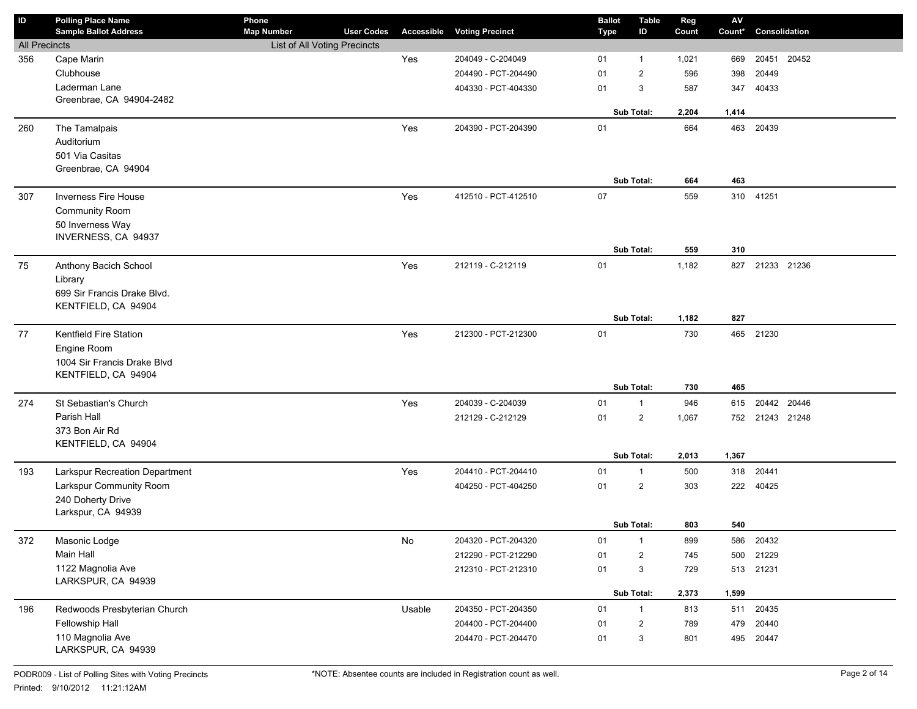| ID | Polling Place Name / Sample Ballot Address | Phone / Map Number | User Codes | Accessible | Voting Precinct | Ballot Type | Table ID | Reg Count | AV Count* | Consolidation |
|---|---|---|---|---|---|---|---|---|---|---|
| All Precincts | | List of All Voting Precincts | | | | | | | | |
| 356 | Cape Marin | | | Yes | 204049 - C-204049 | 01 | 1 | 1,021 | 669 | 20451 20452 |
| | Clubhouse | | | | 204490 - PCT-204490 | 01 | 2 | 596 | 398 | 20449 |
| | Laderman Lane | | | | 404330 - PCT-404330 | 01 | 3 | 587 | 347 | 40433 |
| | Greenbrae, CA 94904-2482 | | | | | | | | | |
| | | | | | | | **Sub Total:** | **2,204** | **1,414** | |
| 260 | The Tamalpais | | | Yes | 204390 - PCT-204390 | 01 | | 664 | 463 | 20439 |
| | Auditorium | | | | | | | | | |
| | 501 Via Casitas | | | | | | | | | |
| | Greenbrae, CA 94904 | | | | | | | | | |
| | | | | | | | **Sub Total:** | **664** | **463** | |
| 307 | Inverness Fire House | | | Yes | 412510 - PCT-412510 | 07 | | 559 | 310 | 41251 |
| | Community Room | | | | | | | | | |
| | 50 Inverness Way | | | | | | | | | |
| | INVERNESS, CA 94937 | | | | | | | | | |
| | | | | | | | **Sub Total:** | **559** | **310** | |
| 75 | Anthony Bacich School | | | Yes | 212119 - C-212119 | 01 | | 1,182 | 827 | 21233 21236 |
| | Library | | | | | | | | | |
| | 699 Sir Francis Drake Blvd. | | | | | | | | | |
| | KENTFIELD, CA 94904 | | | | | | | | | |
| | | | | | | | **Sub Total:** | **1,182** | **827** | |
| 77 | Kentfield Fire Station | | | Yes | 212300 - PCT-212300 | 01 | | 730 | 465 | 21230 |
| | Engine Room | | | | | | | | | |
| | 1004 Sir Francis Drake Blvd | | | | | | | | | |
| | KENTFIELD, CA 94904 | | | | | | | | | |
| | | | | | | | **Sub Total:** | **730** | **465** | |
| 274 | St Sebastian's Church | | | Yes | 204039 - C-204039 | 01 | 1 | 946 | 615 | 20442 20446 |
| | Parish Hall | | | | 212129 - C-212129 | 01 | 2 | 1,067 | 752 | 21243 21248 |
| | 373 Bon Air Rd | | | | | | | | | |
| | KENTFIELD, CA 94904 | | | | | | | | | |
| | | | | | | | **Sub Total:** | **2,013** | **1,367** | |
| 193 | Larkspur Recreation Department | | | Yes | 204410 - PCT-204410 | 01 | 1 | 500 | 318 | 20441 |
| | Larkspur Community Room | | | | 404250 - PCT-404250 | 01 | 2 | 303 | 222 | 40425 |
| | 240 Doherty Drive | | | | | | | | | |
| | Larkspur, CA 94939 | | | | | | | | | |
| | | | | | | | **Sub Total:** | **803** | **540** | |
| 372 | Masonic Lodge | | | No | 204320 - PCT-204320 | 01 | 1 | 899 | 586 | 20432 |
| | Main Hall | | | | 212290 - PCT-212290 | 01 | 2 | 745 | 500 | 21229 |
| | 1122 Magnolia Ave | | | | 212310 - PCT-212310 | 01 | 3 | 729 | 513 | 21231 |
| | LARKSPUR, CA 94939 | | | | | | | | | |
| | | | | | | | **Sub Total:** | **2,373** | **1,599** | |
| 196 | Redwoods Presbyterian Church | | | Usable | 204350 - PCT-204350 | 01 | 1 | 813 | 511 | 20435 |
| | Fellowship Hall | | | | 204400 - PCT-204400 | 01 | 2 | 789 | 479 | 20440 |
| | 110 Magnolia Ave | | | | 204470 - PCT-204470 | 01 | 3 | 801 | 495 | 20447 |
| | LARKSPUR, CA 94939 | | | | | | | | | |

PODR009 - List of Polling Sites with Voting Precincts

*NOTE: Absentee counts are included in Registration count as well.

Printed: 9/10/2012 11:21:12AM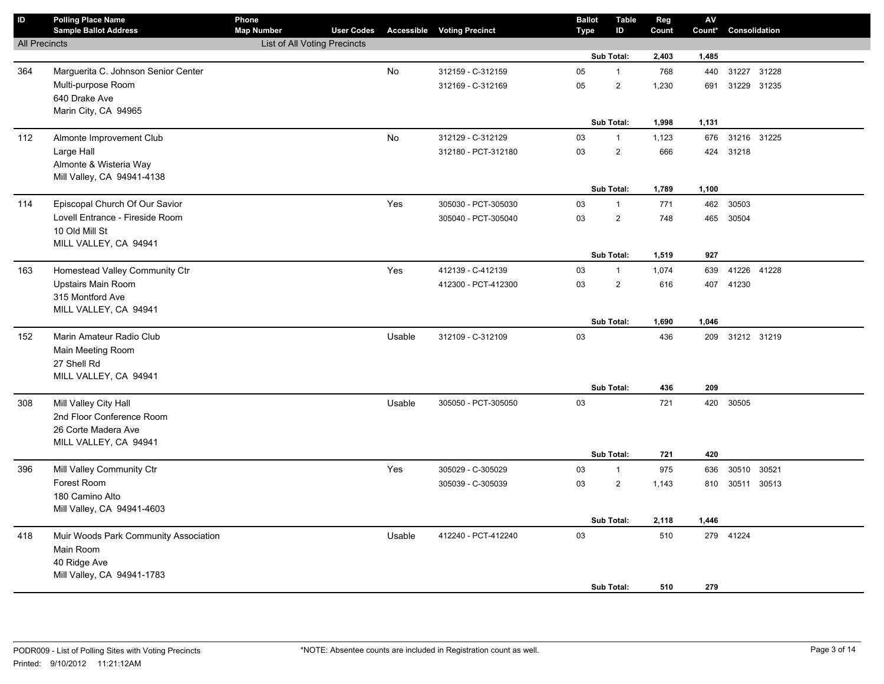| ID | Polling Place Name / Sample Ballot Address | Phone / Map Number | User Codes | Accessible | Voting Precinct | Ballot Type | Table ID | Reg Count | AV Count* | Consolidation |
|---|---|---|---|---|---|---|---|---|---|---|
| All Precincts | | List of All Voting Precincts | | | | | | | | |
| | | | | | | | Sub Total: | 2,403 | 1,485 | |
| 364 | Marguerita C. Johnson Senior Center | | | No | 312159 - C-312159 | 05 | 1 | 768 | 440 | 31227 31228 |
| | Multi-purpose Room | | | | 312169 - C-312169 | 05 | 2 | 1,230 | 691 | 31229 31235 |
| | 640 Drake Ave | | | | | | | | | |
| | Marin City, CA 94965 | | | | | | | | | |
| | | | | | | | Sub Total: | 1,998 | 1,131 | |
| 112 | Almonte Improvement Club | | | No | 312129 - C-312129 | 03 | 1 | 1,123 | 676 | 31216 31225 |
| | Large Hall | | | | 312180 - PCT-312180 | 03 | 2 | 666 | 424 | 31218 |
| | Almonte & Wisteria Way | | | | | | | | | |
| | Mill Valley, CA 94941-4138 | | | | | | | | | |
| | | | | | | | Sub Total: | 1,789 | 1,100 | |
| 114 | Episcopal Church Of Our Savior | | | Yes | 305030 - PCT-305030 | 03 | 1 | 771 | 462 | 30503 |
| | Lovell Entrance - Fireside Room | | | | 305040 - PCT-305040 | 03 | 2 | 748 | 465 | 30504 |
| | 10 Old Mill St | | | | | | | | | |
| | MILL VALLEY, CA 94941 | | | | | | | | | |
| | | | | | | | Sub Total: | 1,519 | 927 | |
| 163 | Homestead Valley Community Ctr | | | Yes | 412139 - C-412139 | 03 | 1 | 1,074 | 639 | 41226 41228 |
| | Upstairs Main Room | | | | 412300 - PCT-412300 | 03 | 2 | 616 | 407 | 41230 |
| | 315 Montford Ave | | | | | | | | | |
| | MILL VALLEY, CA 94941 | | | | | | | | | |
| | | | | | | | Sub Total: | 1,690 | 1,046 | |
| 152 | Marin Amateur Radio Club | | | Usable | 312109 - C-312109 | 03 | | 436 | 209 | 31212 31219 |
| | Main Meeting Room | | | | | | | | | |
| | 27 Shell Rd | | | | | | | | | |
| | MILL VALLEY, CA 94941 | | | | | | | | | |
| | | | | | | | Sub Total: | 436 | 209 | |
| 308 | Mill Valley City Hall | | | Usable | 305050 - PCT-305050 | 03 | | 721 | 420 | 30505 |
| | 2nd Floor Conference Room | | | | | | | | | |
| | 26 Corte Madera Ave | | | | | | | | | |
| | MILL VALLEY, CA 94941 | | | | | | | | | |
| | | | | | | | Sub Total: | 721 | 420 | |
| 396 | Mill Valley Community Ctr | | | Yes | 305029 - C-305029 | 03 | 1 | 975 | 636 | 30510 30521 |
| | Forest Room | | | | 305039 - C-305039 | 03 | 2 | 1,143 | 810 | 30511 30513 |
| | 180 Camino Alto | | | | | | | | | |
| | Mill Valley, CA 94941-4603 | | | | | | | | | |
| | | | | | | | Sub Total: | 2,118 | 1,446 | |
| 418 | Muir Woods Park Community Association | | | Usable | 412240 - PCT-412240 | 03 | | 510 | 279 | 41224 |
| | Main Room | | | | | | | | | |
| | 40 Ridge Ave | | | | | | | | | |
| | Mill Valley, CA 94941-1783 | | | | | | | | | |
| | | | | | | | Sub Total: | 510 | 279 | |

PODR009 - List of Polling Sites with Voting Precincts
Printed: 9/10/2012 11:21:12AM

*NOTE: Absentee counts are included in Registration count as well.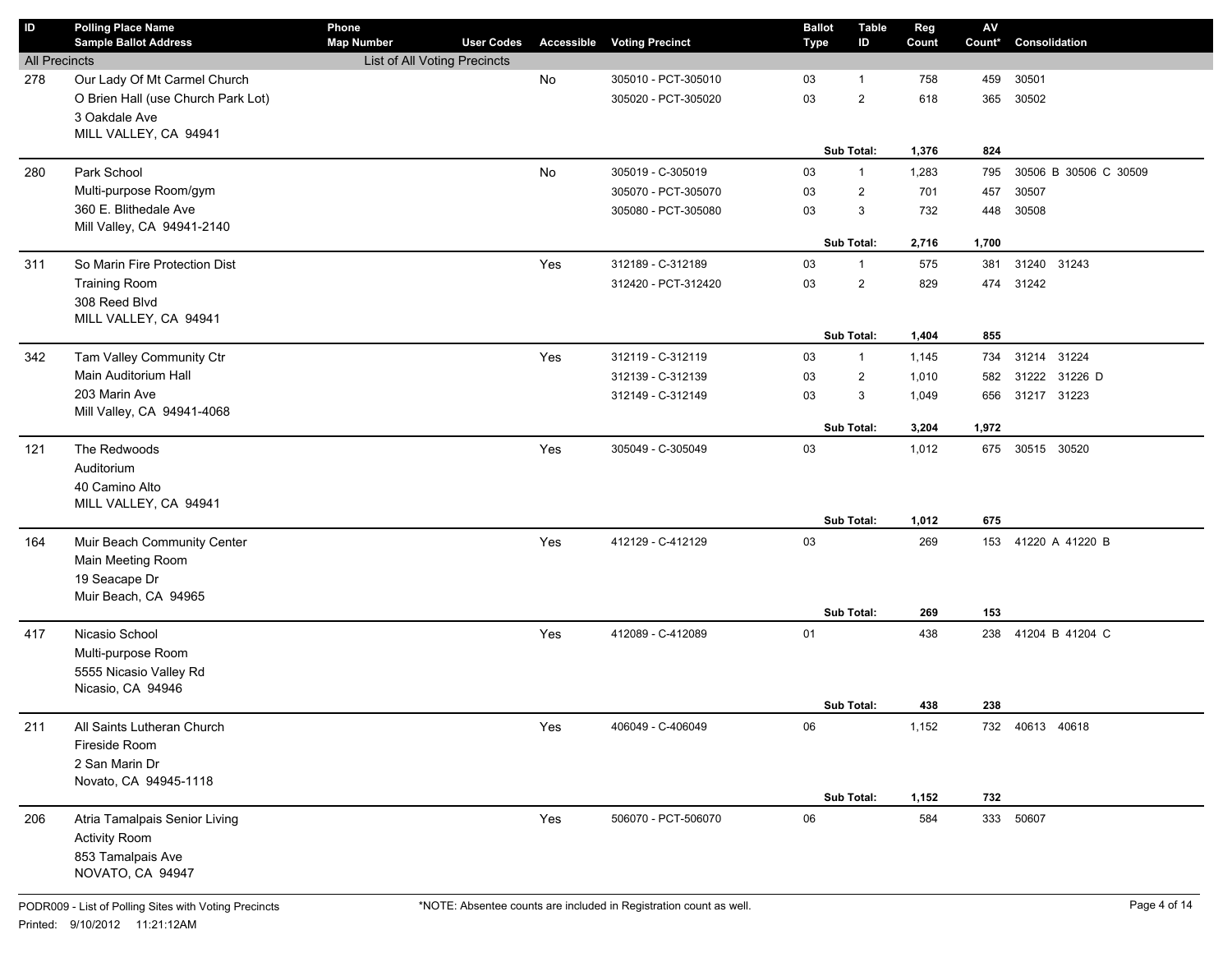| ID | Polling Place Name / Sample Ballot Address | Phone / Map Number | User Codes | Accessible | Voting Precinct | Ballot Type | Table ID | Reg Count | AV Count* | Consolidation |
|---|---|---|---|---|---|---|---|---|---|---|
| All Precincts | | List of All Voting Precincts | | | | | | | | |
| 278 | Our Lady Of Mt Carmel Church | | | No | 305010 - PCT-305010 | 03 | 1 | 758 | 459 | 30501 |
| | O Brien Hall (use Church Park Lot) | | | | 305020 - PCT-305020 | 03 | 2 | 618 | 365 | 30502 |
| | 3 Oakdale Ave | | | | | | | | | |
| | MILL VALLEY, CA 94941 | | | | | | | | | |
| | | | | | | | Sub Total: | 1,376 | 824 | |
| 280 | Park School | | | No | 305019 - C-305019 | 03 | 1 | 1,283 | 795 | 30506 B 30506 C 30509 |
| | Multi-purpose Room/gym | | | | 305070 - PCT-305070 | 03 | 2 | 701 | 457 | 30507 |
| | 360 E. Blithedale Ave | | | | 305080 - PCT-305080 | 03 | 3 | 732 | 448 | 30508 |
| | Mill Valley, CA 94941-2140 | | | | | | | | | |
| | | | | | | | Sub Total: | 2,716 | 1,700 | |
| 311 | So Marin Fire Protection Dist | | | Yes | 312189 - C-312189 | 03 | 1 | 575 | 381 | 31240 31243 |
| | Training Room | | | | 312420 - PCT-312420 | 03 | 2 | 829 | 474 | 31242 |
| | 308 Reed Blvd | | | | | | | | | |
| | MILL VALLEY, CA 94941 | | | | | | | | | |
| | | | | | | | Sub Total: | 1,404 | 855 | |
| 342 | Tam Valley Community Ctr | | | Yes | 312119 - C-312119 | 03 | 1 | 1,145 | 734 | 31214 31224 |
| | Main Auditorium Hall | | | | 312139 - C-312139 | 03 | 2 | 1,010 | 582 | 31222 31226 D |
| | 203 Marin Ave | | | | 312149 - C-312149 | 03 | 3 | 1,049 | 656 | 31217 31223 |
| | Mill Valley, CA 94941-4068 | | | | | | | | | |
| | | | | | | | Sub Total: | 3,204 | 1,972 | |
| 121 | The Redwoods | | | Yes | 305049 - C-305049 | 03 | | 1,012 | 675 | 30515 30520 |
| | Auditorium | | | | | | | | | |
| | 40 Camino Alto | | | | | | | | | |
| | MILL VALLEY, CA 94941 | | | | | | | | | |
| | | | | | | | Sub Total: | 1,012 | 675 | |
| 164 | Muir Beach Community Center | | | Yes | 412129 - C-412129 | 03 | | 269 | 153 | 41220 A 41220 B |
| | Main Meeting Room | | | | | | | | | |
| | 19 Seacape Dr | | | | | | | | | |
| | Muir Beach, CA 94965 | | | | | | | | | |
| | | | | | | | Sub Total: | 269 | 153 | |
| 417 | Nicasio School | | | Yes | 412089 - C-412089 | 01 | | 438 | 238 | 41204 B 41204 C |
| | Multi-purpose Room | | | | | | | | | |
| | 5555 Nicasio Valley Rd | | | | | | | | | |
| | Nicasio, CA 94946 | | | | | | | | | |
| | | | | | | | Sub Total: | 438 | 238 | |
| 211 | All Saints Lutheran Church | | | Yes | 406049 - C-406049 | 06 | | 1,152 | 732 | 40613 40618 |
| | Fireside Room | | | | | | | | | |
| | 2 San Marin Dr | | | | | | | | | |
| | Novato, CA 94945-1118 | | | | | | | | | |
| | | | | | | | Sub Total: | 1,152 | 732 | |
| 206 | Atria Tamalpais Senior Living | | | Yes | 506070 - PCT-506070 | 06 | | 584 | 333 | 50607 |
| | Activity Room | | | | | | | | | |
| | 853 Tamalpais Ave | | | | | | | | | |
| | NOVATO, CA 94947 | | | | | | | | | |

PODR009 - List of Polling Sites with Voting Precincts

Printed: 9/10/2012 11:21:12AM

*NOTE: Absentee counts are included in Registration count as well.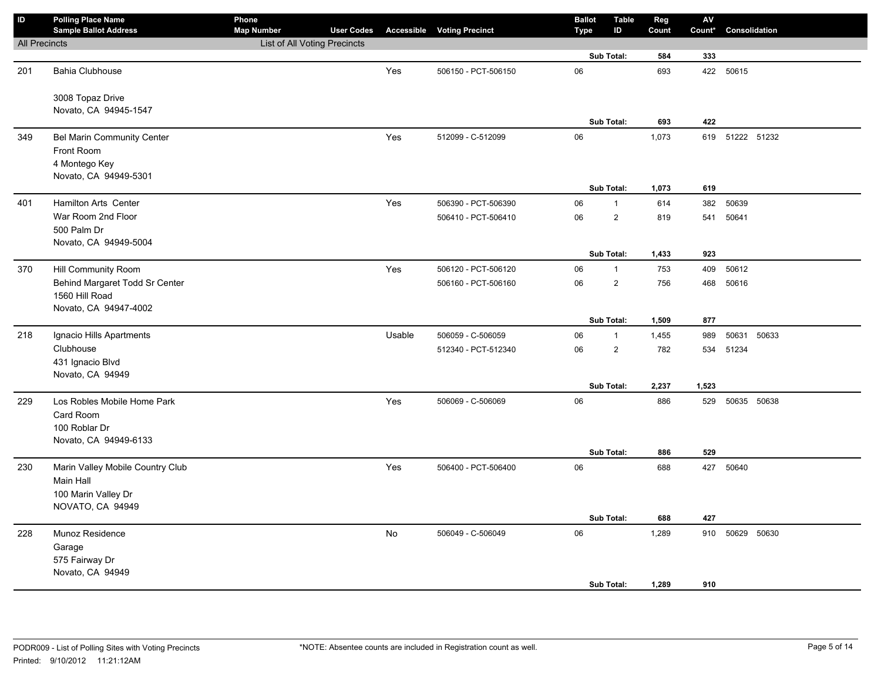| ID | Polling Place Name<br>Sample Ballot Address | Phone<br>Map Number | User Codes | Accessible | Voting Precinct | Ballot Type | Table ID | Reg Count | AV Count* | Consolidation |
|---|---|---|---|---|---|---|---|---|---|---|
| All Precincts | | List of All Voting Precincts | | | | | | | | |
| | | | | | | | Sub Total: | **584** | **333** | |
| 201 | Bahia Clubhouse<br><br>3008 Topaz Drive<br>Novato, CA 94945-1547 | | | Yes | 506150 - PCT-506150 | 06 | | 693 | 422 | 50615 |
| | | | | | | | Sub Total: | **693** | **422** | |
| 349 | Bel Marin Community Center<br>Front Room<br>4 Montego Key<br>Novato, CA 94949-5301 | | | Yes | 512099 - C-512099 | 06 | | 1,073 | 619 | 51222 51232 |
| | | | | | | | Sub Total: | **1,073** | **619** | |
| 401 | Hamilton Arts Center<br>War Room 2nd Floor<br>500 Palm Dr<br>Novato, CA 94949-5004 | | | Yes | 506390 - PCT-506390 | 06 | 1 | 614 | 382 | 50639 |
| | | | | | 506410 - PCT-506410 | 06 | 2 | 819 | 541 | 50641 |
| | | | | | | | Sub Total: | **1,433** | **923** | |
| 370 | Hill Community Room<br>Behind Margaret Todd Sr Center<br>1560 Hill Road<br>Novato, CA 94947-4002 | | | Yes | 506120 - PCT-506120 | 06 | 1 | 753 | 409 | 50612 |
| | | | | | 506160 - PCT-506160 | 06 | 2 | 756 | 468 | 50616 |
| | | | | | | | Sub Total: | **1,509** | **877** | |
| 218 | Ignacio Hills Apartments<br>Clubhouse<br>431 Ignacio Blvd<br>Novato, CA 94949 | | | Usable | 506059 - C-506059 | 06 | 1 | 1,455 | 989 | 50631 50633 |
| | | | | | 512340 - PCT-512340 | 06 | 2 | 782 | 534 | 51234 |
| | | | | | | | Sub Total: | **2,237** | **1,523** | |
| 229 | Los Robles Mobile Home Park<br>Card Room<br>100 Roblar Dr<br>Novato, CA 94949-6133 | | | Yes | 506069 - C-506069 | 06 | | 886 | 529 | 50635 50638 |
| | | | | | | | Sub Total: | **886** | **529** | |
| 230 | Marin Valley Mobile Country Club<br>Main Hall<br>100 Marin Valley Dr<br>NOVATO, CA 94949 | | | Yes | 506400 - PCT-506400 | 06 | | 688 | 427 | 50640 |
| | | | | | | | Sub Total: | **688** | **427** | |
| 228 | Munoz Residence<br>Garage<br>575 Fairway Dr<br>Novato, CA 94949 | | | No | 506049 - C-506049 | 06 | | 1,289 | 910 | 50629 50630 |
| | | | | | | | Sub Total: | **1,289** | **910** | |

PODR009 - List of Polling Sites with Voting Precincts
Printed: 9/10/2012 11:21:12AM

*NOTE: Absentee counts are included in Registration count as well.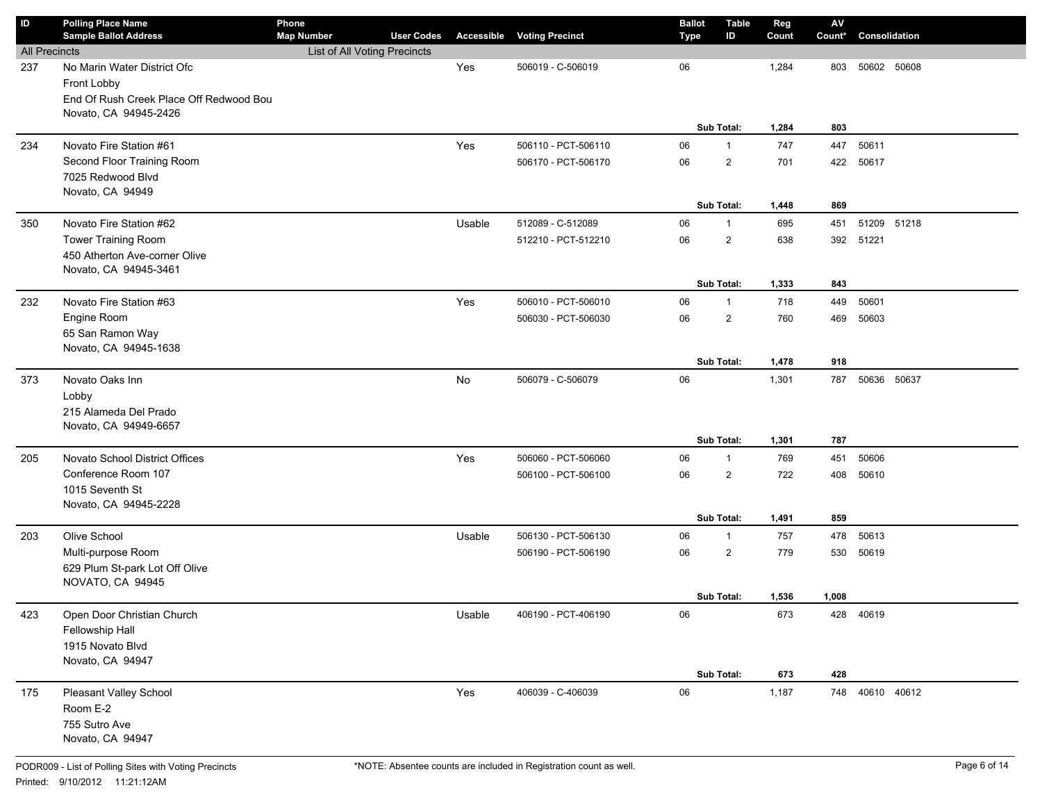| ID | Polling Place Name<br>Sample Ballot Address | Phone<br>Map Number | User Codes | Accessible | Voting Precinct | Ballot Type | Table ID | Reg Count | AV Count* | Consolidation |
|---|---|---|---|---|---|---|---|---|---|---|
| All Precincts | | List of All Voting Precincts | | | | | | | | |
| 237 | No Marin Water District Ofc<br>Front Lobby<br>End Of Rush Creek Place Off Redwood Bou<br>Novato, CA 94945-2426 | | | Yes | 506019 - C-506019 | 06 | | 1,284 | 803 | 50602 50608 |
| | | | | | | | Sub Total: | 1,284 | 803 | |
| 234 | Novato Fire Station #61<br>Second Floor Training Room<br>7025 Redwood Blvd<br>Novato, CA 94949 | | | Yes | 506110 - PCT-506110 | 06 | 1 | 747 | 447 | 50611 |
| | | | | | 506170 - PCT-506170 | 06 | 2 | 701 | 422 | 50617 |
| | | | | | | | Sub Total: | 1,448 | 869 | |
| 350 | Novato Fire Station #62<br>Tower Training Room<br>450 Atherton Ave-corner Olive<br>Novato, CA 94945-3461 | | | Usable | 512089 - C-512089 | 06 | 1 | 695 | 451 | 51209 51218 |
| | | | | | 512210 - PCT-512210 | 06 | 2 | 638 | 392 | 51221 |
| | | | | | | | Sub Total: | 1,333 | 843 | |
| 232 | Novato Fire Station #63<br>Engine Room<br>65 San Ramon Way<br>Novato, CA 94945-1638 | | | Yes | 506010 - PCT-506010 | 06 | 1 | 718 | 449 | 50601 |
| | | | | | 506030 - PCT-506030 | 06 | 2 | 760 | 469 | 50603 |
| | | | | | | | Sub Total: | 1,478 | 918 | |
| 373 | Novato Oaks Inn<br>Lobby<br>215 Alameda Del Prado<br>Novato, CA 94949-6657 | | | No | 506079 - C-506079 | 06 | | 1,301 | 787 | 50636 50637 |
| | | | | | | | Sub Total: | 1,301 | 787 | |
| 205 | Novato School District Offices<br>Conference Room 107<br>1015 Seventh St<br>Novato, CA 94945-2228 | | | Yes | 506060 - PCT-506060 | 06 | 1 | 769 | 451 | 50606 |
| | | | | | 506100 - PCT-506100 | 06 | 2 | 722 | 408 | 50610 |
| | | | | | | | Sub Total: | 1,491 | 859 | |
| 203 | Olive School<br>Multi-purpose Room<br>629 Plum St-park Lot Off Olive<br>NOVATO, CA 94945 | | | Usable | 506130 - PCT-506130 | 06 | 1 | 757 | 478 | 50613 |
| | | | | | 506190 - PCT-506190 | 06 | 2 | 779 | 530 | 50619 |
| | | | | | | | Sub Total: | 1,536 | 1,008 | |
| 423 | Open Door Christian Church<br>Fellowship Hall<br>1915 Novato Blvd<br>Novato, CA 94947 | | | Usable | 406190 - PCT-406190 | 06 | | 673 | 428 | 40619 |
| | | | | | | | Sub Total: | 673 | 428 | |
| 175 | Pleasant Valley School<br>Room E-2<br>755 Sutro Ave<br>Novato, CA 94947 | | | Yes | 406039 - C-406039 | 06 | | 1,187 | 748 | 40610 40612 |

PODR009 - List of Polling Sites with Voting Precincts

Printed: 9/10/2012 11:21:12AM

*NOTE: Absentee counts are included in Registration count as well.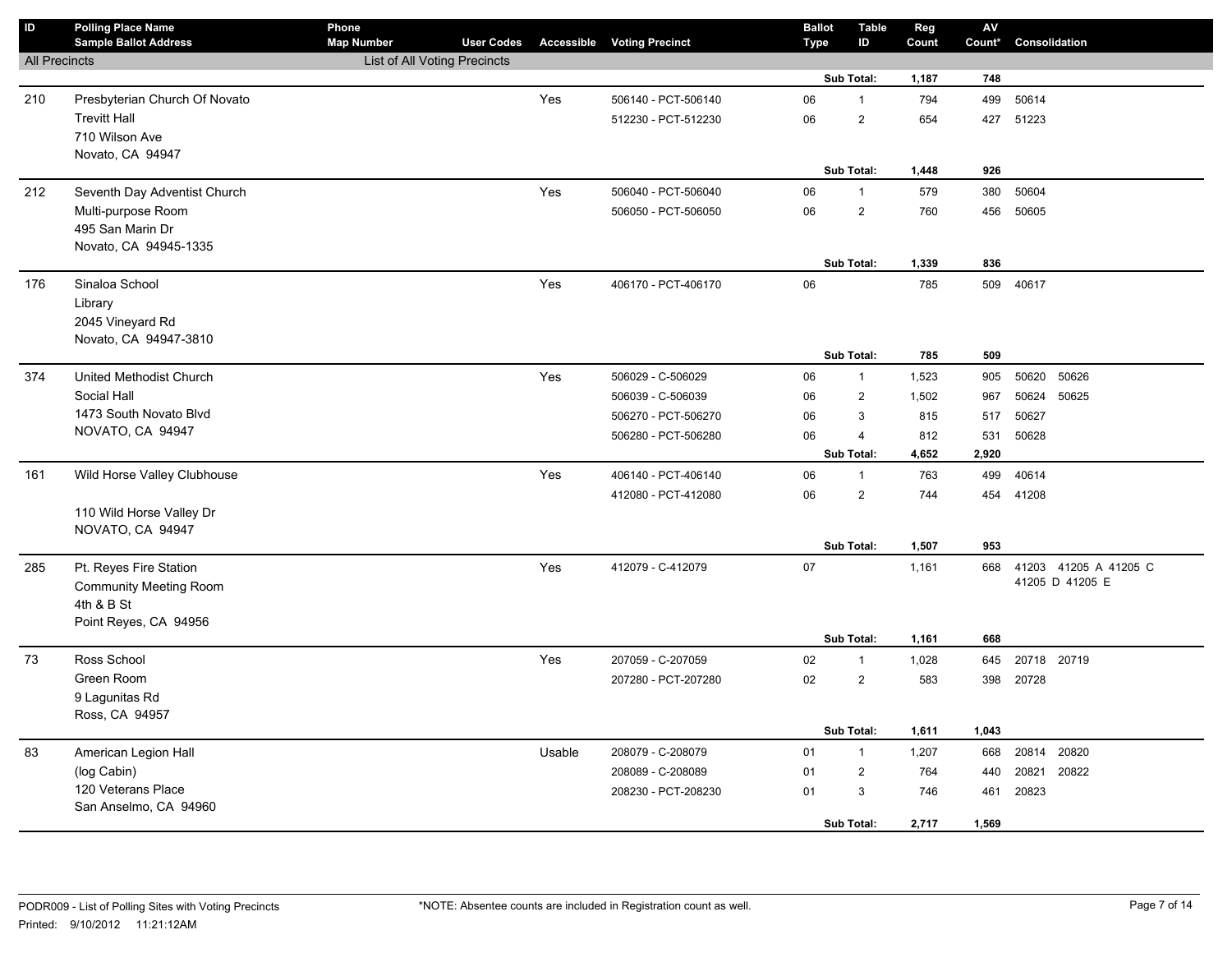| ID | Polling Place Name / Sample Ballot Address | Phone / Map Number | User Codes | Accessible | Voting Precinct | Ballot Type | Table ID | Reg Count | AV Count* | Consolidation |
|---|---|---|---|---|---|---|---|---|---|---|
| All Precincts | | List of All Voting Precincts | | | | | | | | |
| | | | | | | | Sub Total: | 1,187 | 748 | |
| 210 | Presbyterian Church Of Novato | | | Yes | 506140 - PCT-506140 | 06 | 1 | 794 | 499 | 50614 |
| | Trevitt Hall | | | | 512230 - PCT-512230 | 06 | 2 | 654 | 427 | 51223 |
| | 710 Wilson Ave | | | | | | | | | |
| | Novato, CA 94947 | | | | | | | | | |
| | | | | | | | Sub Total: | 1,448 | 926 | |
| 212 | Seventh Day Adventist Church | | | Yes | 506040 - PCT-506040 | 06 | 1 | 579 | 380 | 50604 |
| | Multi-purpose Room | | | | 506050 - PCT-506050 | 06 | 2 | 760 | 456 | 50605 |
| | 495 San Marin Dr | | | | | | | | | |
| | Novato, CA 94945-1335 | | | | | | | | | |
| | | | | | | | Sub Total: | 1,339 | 836 | |
| 176 | Sinaloa School | | | Yes | 406170 - PCT-406170 | 06 | | 785 | 509 | 40617 |
| | Library | | | | | | | | | |
| | 2045 Vineyard Rd | | | | | | | | | |
| | Novato, CA 94947-3810 | | | | | | | | | |
| | | | | | | | Sub Total: | 785 | 509 | |
| 374 | United Methodist Church | | | Yes | 506029 - C-506029 | 06 | 1 | 1,523 | 905 | 50620 50626 |
| | Social Hall | | | | 506039 - C-506039 | 06 | 2 | 1,502 | 967 | 50624 50625 |
| | 1473 South Novato Blvd | | | | 506270 - PCT-506270 | 06 | 3 | 815 | 517 | 50627 |
| | NOVATO, CA 94947 | | | | 506280 - PCT-506280 | 06 | 4 | 812 | 531 | 50628 |
| | | | | | | | Sub Total: | 4,652 | 2,920 | |
| 161 | Wild Horse Valley Clubhouse | | | Yes | 406140 - PCT-406140 | 06 | 1 | 763 | 499 | 40614 |
| | | | | | 412080 - PCT-412080 | 06 | 2 | 744 | 454 | 41208 |
| | 110 Wild Horse Valley Dr | | | | | | | | | |
| | NOVATO, CA 94947 | | | | | | | | | |
| | | | | | | | Sub Total: | 1,507 | 953 | |
| 285 | Pt. Reyes Fire Station | | | Yes | 412079 - C-412079 | 07 | | 1,161 | 668 | 41203 41205 A 41205 C 41205 D 41205 E |
| | Community Meeting Room | | | | | | | | | |
| | 4th & B St | | | | | | | | | |
| | Point Reyes, CA 94956 | | | | | | | | | |
| | | | | | | | Sub Total: | 1,161 | 668 | |
| 73 | Ross School | | | Yes | 207059 - C-207059 | 02 | 1 | 1,028 | 645 | 20718 20719 |
| | Green Room | | | | 207280 - PCT-207280 | 02 | 2 | 583 | 398 | 20728 |
| | 9 Lagunitas Rd | | | | | | | | | |
| | Ross, CA 94957 | | | | | | | | | |
| | | | | | | | Sub Total: | 1,611 | 1,043 | |
| 83 | American Legion Hall | | | Usable | 208079 - C-208079 | 01 | 1 | 1,207 | 668 | 20814 20820 |
| | (log Cabin) | | | | 208089 - C-208089 | 01 | 2 | 764 | 440 | 20821 20822 |
| | 120 Veterans Place | | | | 208230 - PCT-208230 | 01 | 3 | 746 | 461 | 20823 |
| | San Anselmo, CA 94960 | | | | | | | | | |
| | | | | | | | Sub Total: | 2,717 | 1,569 | |

PODR009 - List of Polling Sites with Voting Precincts

Printed: 9/10/2012 11:21:12AM

*NOTE: Absentee counts are included in Registration count as well.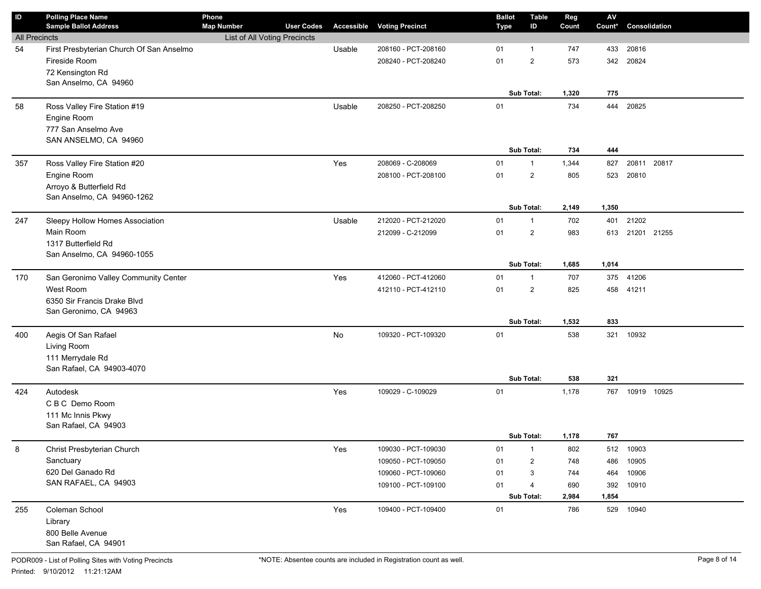| ID | Polling Place Name / Sample Ballot Address | Phone / Map Number | User Codes | Accessible | Voting Precinct | Ballot Type | Table ID | Reg Count | AV Count* | Consolidation |
|---|---|---|---|---|---|---|---|---|---|---|
| All Precincts | | List of All Voting Precincts | | | | | | | | |
| 54 | First Presbyterian Church Of San Anselmo | | | Usable | 208160 - PCT-208160 | 01 | 1 | 747 | 433 | 20816 |
| | Fireside Room | | | | 208240 - PCT-208240 | 01 | 2 | 573 | 342 | 20824 |
| | 72 Kensington Rd | | | | | | | | | |
| | San Anselmo, CA 94960 | | | | | | | | | |
| | | | | | | | Sub Total: | 1,320 | 775 | |
| 58 | Ross Valley Fire Station #19 | | | Usable | 208250 - PCT-208250 | 01 | | 734 | 444 | 20825 |
| | Engine Room | | | | | | | | | |
| | 777 San Anselmo Ave | | | | | | | | | |
| | SAN ANSELMO, CA 94960 | | | | | | | | | |
| | | | | | | | Sub Total: | 734 | 444 | |
| 357 | Ross Valley Fire Station #20 | | | Yes | 208069 - C-208069 | 01 | 1 | 1,344 | 827 | 20811 20817 |
| | Engine Room | | | | 208100 - PCT-208100 | 01 | 2 | 805 | 523 | 20810 |
| | Arroyo & Butterfield Rd | | | | | | | | | |
| | San Anselmo, CA 94960-1262 | | | | | | | | | |
| | | | | | | | Sub Total: | 2,149 | 1,350 | |
| 247 | Sleepy Hollow Homes Association | | | Usable | 212020 - PCT-212020 | 01 | 1 | 702 | 401 | 21202 |
| | Main Room | | | | 212099 - C-212099 | 01 | 2 | 983 | 613 | 21201 21255 |
| | 1317 Butterfield Rd | | | | | | | | | |
| | San Anselmo, CA 94960-1055 | | | | | | | | | |
| | | | | | | | Sub Total: | 1,685 | 1,014 | |
| 170 | San Geronimo Valley Community Center | | | Yes | 412060 - PCT-412060 | 01 | 1 | 707 | 375 | 41206 |
| | West Room | | | | 412110 - PCT-412110 | 01 | 2 | 825 | 458 | 41211 |
| | 6350 Sir Francis Drake Blvd | | | | | | | | | |
| | San Geronimo, CA 94963 | | | | | | | | | |
| | | | | | | | Sub Total: | 1,532 | 833 | |
| 400 | Aegis Of San Rafael | | | No | 109320 - PCT-109320 | 01 | | 538 | 321 | 10932 |
| | Living Room | | | | | | | | | |
| | 111 Merrydale Rd | | | | | | | | | |
| | San Rafael, CA 94903-4070 | | | | | | | | | |
| | | | | | | | Sub Total: | 538 | 321 | |
| 424 | Autodesk | | | Yes | 109029 - C-109029 | 01 | | 1,178 | 767 | 10919 10925 |
| | C B C Demo Room | | | | | | | | | |
| | 111 Mc Innis Pkwy | | | | | | | | | |
| | San Rafael, CA 94903 | | | | | | | | | |
| | | | | | | | Sub Total: | 1,178 | 767 | |
| 8 | Christ Presbyterian Church | | | Yes | 109030 - PCT-109030 | 01 | 1 | 802 | 512 | 10903 |
| | Sanctuary | | | | 109050 - PCT-109050 | 01 | 2 | 748 | 486 | 10905 |
| | 620 Del Ganado Rd | | | | 109060 - PCT-109060 | 01 | 3 | 744 | 464 | 10906 |
| | SAN RAFAEL, CA 94903 | | | | 109100 - PCT-109100 | 01 | 4 | 690 | 392 | 10910 |
| | | | | | | | Sub Total: | 2,984 | 1,854 | |
| 255 | Coleman School | | | Yes | 109400 - PCT-109400 | 01 | | 786 | 529 | 10940 |
| | Library | | | | | | | | | |
| | 800 Belle Avenue | | | | | | | | | |
| | San Rafael, CA 94901 | | | | | | | | | |

PODR009 - List of Polling Sites with Voting Precincts

Printed: 9/10/2012 11:21:12AM

*NOTE: Absentee counts are included in Registration count as well.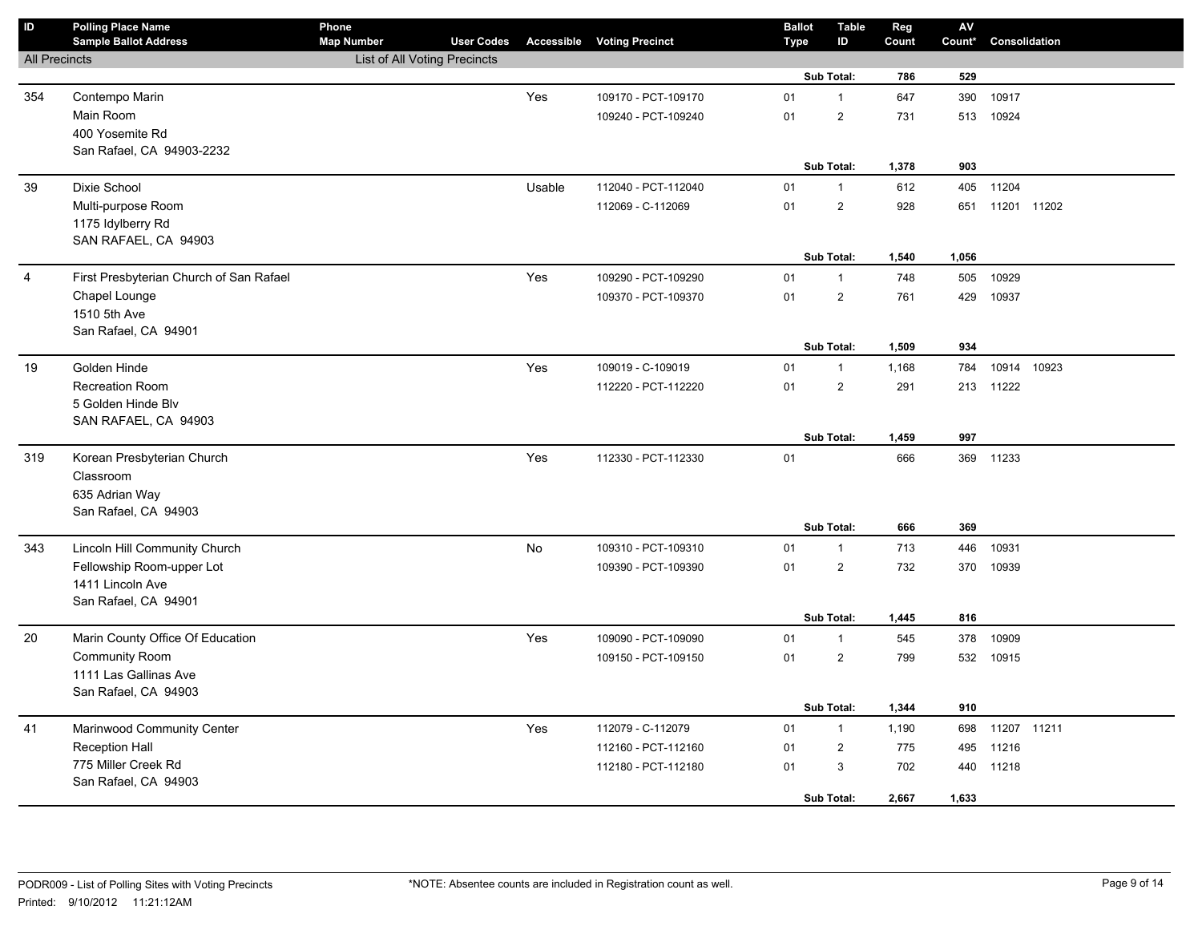| ID | Polling Place Name<br>Sample Ballot Address | Phone<br>Map Number | User Codes | Accessible | Voting Precinct | Ballot Type | Table ID | Reg Count | AV Count* | Consolidation |
|---|---|---|---|---|---|---|---|---|---|---|
| All Precincts | | List of All Voting Precincts | | | | | | | | |
| | | | | | | | Sub Total: | **786** | **529** | |
| 354 | Contempo Marin<br>Main Room<br>400 Yosemite Rd<br>San Rafael, CA 94903-2232 | | | Yes | 109170 - PCT-109170 | 01 | 1 | 647 | 390 | 10917 |
| | | | | | 109240 - PCT-109240 | 01 | 2 | 731 | 513 | 10924 |
| | | | | | | | Sub Total: | **1,378** | **903** | |
| 39 | Dixie School<br>Multi-purpose Room<br>1175 Idylberry Rd<br>SAN RAFAEL, CA 94903 | | | Usable | 112040 - PCT-112040 | 01 | 1 | 612 | 405 | 11204 |
| | | | | | 112069 - C-112069 | 01 | 2 | 928 | 651 | 11201 11202 |
| | | | | | | | Sub Total: | **1,540** | **1,056** | |
| 4 | First Presbyterian Church of San Rafael<br>Chapel Lounge<br>1510 5th Ave<br>San Rafael, CA 94901 | | | Yes | 109290 - PCT-109290 | 01 | 1 | 748 | 505 | 10929 |
| | | | | | 109370 - PCT-109370 | 01 | 2 | 761 | 429 | 10937 |
| | | | | | | | Sub Total: | **1,509** | **934** | |
| 19 | Golden Hinde<br>Recreation Room<br>5 Golden Hinde Blv<br>SAN RAFAEL, CA 94903 | | | Yes | 109019 - C-109019 | 01 | 1 | 1,168 | 784 | 10914 10923 |
| | | | | | 112220 - PCT-112220 | 01 | 2 | 291 | 213 | 11222 |
| | | | | | | | Sub Total: | **1,459** | **997** | |
| 319 | Korean Presbyterian Church<br>Classroom<br>635 Adrian Way<br>San Rafael, CA 94903 | | | Yes | 112330 - PCT-112330 | 01 | | 666 | 369 | 11233 |
| | | | | | | | Sub Total: | **666** | **369** | |
| 343 | Lincoln Hill Community Church<br>Fellowship Room-upper Lot<br>1411 Lincoln Ave<br>San Rafael, CA 94901 | | | No | 109310 - PCT-109310 | 01 | 1 | 713 | 446 | 10931 |
| | | | | | 109390 - PCT-109390 | 01 | 2 | 732 | 370 | 10939 |
| | | | | | | | Sub Total: | **1,445** | **816** | |
| 20 | Marin County Office Of Education<br>Community Room<br>1111 Las Gallinas Ave<br>San Rafael, CA 94903 | | | Yes | 109090 - PCT-109090 | 01 | 1 | 545 | 378 | 10909 |
| | | | | | 109150 - PCT-109150 | 01 | 2 | 799 | 532 | 10915 |
| | | | | | | | Sub Total: | **1,344** | **910** | |
| 41 | Marinwood Community Center<br>Reception Hall<br>775 Miller Creek Rd<br>San Rafael, CA 94903 | | | Yes | 112079 - C-112079 | 01 | 1 | 1,190 | 698 | 11207 11211 |
| | | | | | 112160 - PCT-112160 | 01 | 2 | 775 | 495 | 11216 |
| | | | | | 112180 - PCT-112180 | 01 | 3 | 702 | 440 | 11218 |
| | | | | | | | Sub Total: | **2,667** | **1,633** | |

PODR009 - List of Polling Sites with Voting Precincts

Printed: 9/10/2012 11:21:12AM

*NOTE: Absentee counts are included in Registration count as well.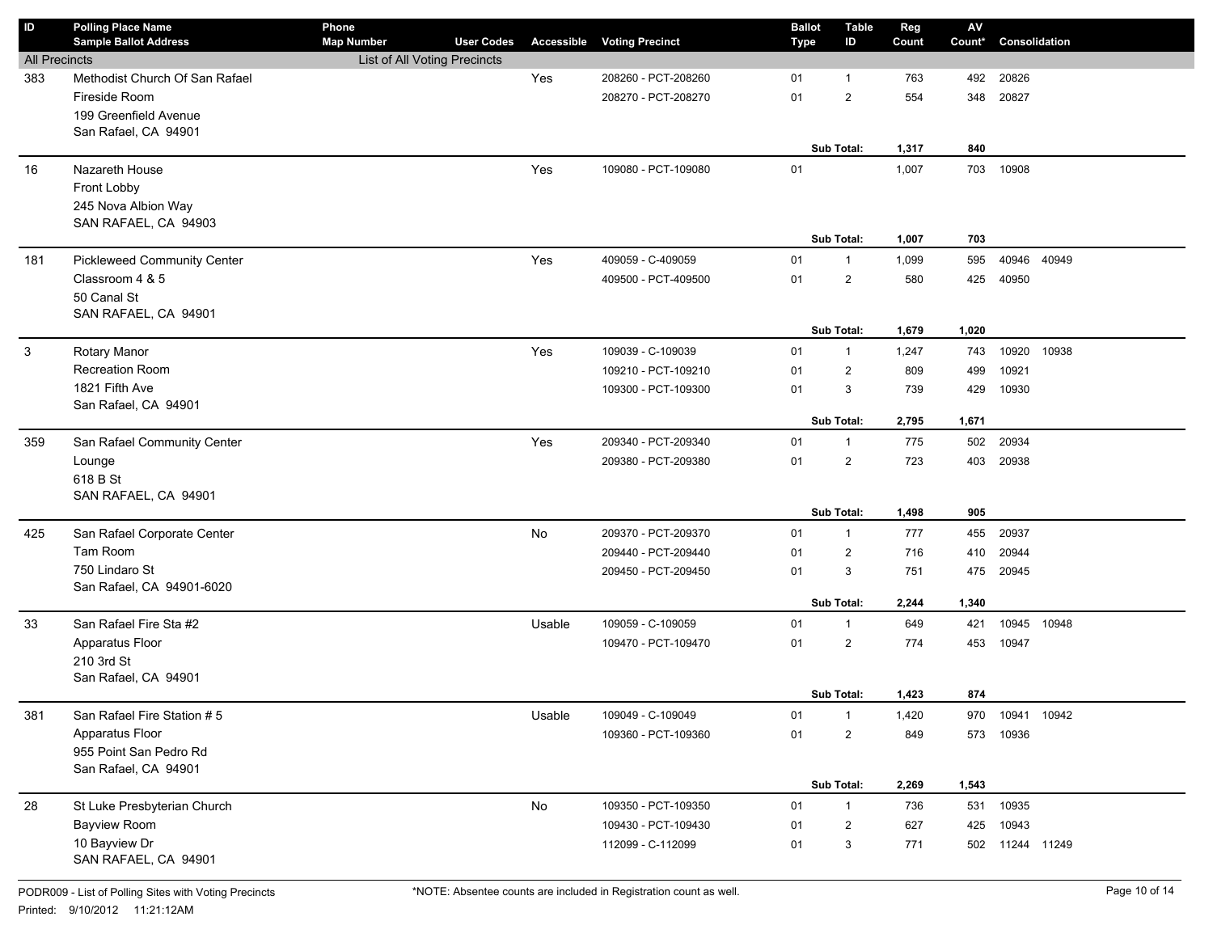| ID | Polling Place Name / Sample Ballot Address | Phone / Map Number | User Codes | Accessible | Voting Precinct | Ballot Type | Table ID | Reg Count | AV Count* | Consolidation |
|---|---|---|---|---|---|---|---|---|---|---|
| All Precincts | | List of All Voting Precincts | | | | | | | | |
| 383 | Methodist Church Of San Rafael | | | Yes | 208260 - PCT-208260 | 01 | 1 | 763 | 492 | 20826 |
| | Fireside Room | | | | 208270 - PCT-208270 | 01 | 2 | 554 | 348 | 20827 |
| | 199 Greenfield Avenue | | | | | | | | | |
| | San Rafael, CA 94901 | | | | | | | | | |
| | | | | | | | Sub Total: | 1,317 | 840 | |
| 16 | Nazareth House | | | Yes | 109080 - PCT-109080 | 01 | | 1,007 | 703 | 10908 |
| | Front Lobby | | | | | | | | | |
| | 245 Nova Albion Way | | | | | | | | | |
| | SAN RAFAEL, CA 94903 | | | | | | | | | |
| | | | | | | | Sub Total: | 1,007 | 703 | |
| 181 | Pickleweed Community Center | | | Yes | 409059 - C-409059 | 01 | 1 | 1,099 | 595 | 40946 40949 |
| | Classroom 4 & 5 | | | | 409500 - PCT-409500 | 01 | 2 | 580 | 425 | 40950 |
| | 50 Canal St | | | | | | | | | |
| | SAN RAFAEL, CA 94901 | | | | | | | | | |
| | | | | | | | Sub Total: | 1,679 | 1,020 | |
| 3 | Rotary Manor | | | Yes | 109039 - C-109039 | 01 | 1 | 1,247 | 743 | 10920 10938 |
| | Recreation Room | | | | 109210 - PCT-109210 | 01 | 2 | 809 | 499 | 10921 |
| | 1821 Fifth Ave | | | | 109300 - PCT-109300 | 01 | 3 | 739 | 429 | 10930 |
| | San Rafael, CA 94901 | | | | | | | | | |
| | | | | | | | Sub Total: | 2,795 | 1,671 | |
| 359 | San Rafael Community Center | | | Yes | 209340 - PCT-209340 | 01 | 1 | 775 | 502 | 20934 |
| | Lounge | | | | 209380 - PCT-209380 | 01 | 2 | 723 | 403 | 20938 |
| | 618 B St | | | | | | | | | |
| | SAN RAFAEL, CA 94901 | | | | | | | | | |
| | | | | | | | Sub Total: | 1,498 | 905 | |
| 425 | San Rafael Corporate Center | | | No | 209370 - PCT-209370 | 01 | 1 | 777 | 455 | 20937 |
| | Tam Room | | | | 209440 - PCT-209440 | 01 | 2 | 716 | 410 | 20944 |
| | 750 Lindaro St | | | | 209450 - PCT-209450 | 01 | 3 | 751 | 475 | 20945 |
| | San Rafael, CA 94901-6020 | | | | | | | | | |
| | | | | | | | Sub Total: | 2,244 | 1,340 | |
| 33 | San Rafael Fire Sta #2 | | | Usable | 109059 - C-109059 | 01 | 1 | 649 | 421 | 10945 10948 |
| | Apparatus Floor | | | | 109470 - PCT-109470 | 01 | 2 | 774 | 453 | 10947 |
| | 210 3rd St | | | | | | | | | |
| | San Rafael, CA 94901 | | | | | | | | | |
| | | | | | | | Sub Total: | 1,423 | 874 | |
| 381 | San Rafael Fire Station # 5 | | | Usable | 109049 - C-109049 | 01 | 1 | 1,420 | 970 | 10941 10942 |
| | Apparatus Floor | | | | 109360 - PCT-109360 | 01 | 2 | 849 | 573 | 10936 |
| | 955 Point San Pedro Rd | | | | | | | | | |
| | San Rafael, CA 94901 | | | | | | | | | |
| | | | | | | | Sub Total: | 2,269 | 1,543 | |
| 28 | St Luke Presbyterian Church | | | No | 109350 - PCT-109350 | 01 | 1 | 736 | 531 | 10935 |
| | Bayview Room | | | | 109430 - PCT-109430 | 01 | 2 | 627 | 425 | 10943 |
| | 10 Bayview Dr | | | | 112099 - C-112099 | 01 | 3 | 771 | 502 | 11244 11249 |
| | SAN RAFAEL, CA 94901 | | | | | | | | | |

PODR009 - List of Polling Sites with Voting Precincts

Printed: 9/10/2012 11:21:12AM

*NOTE: Absentee counts are included in Registration count as well.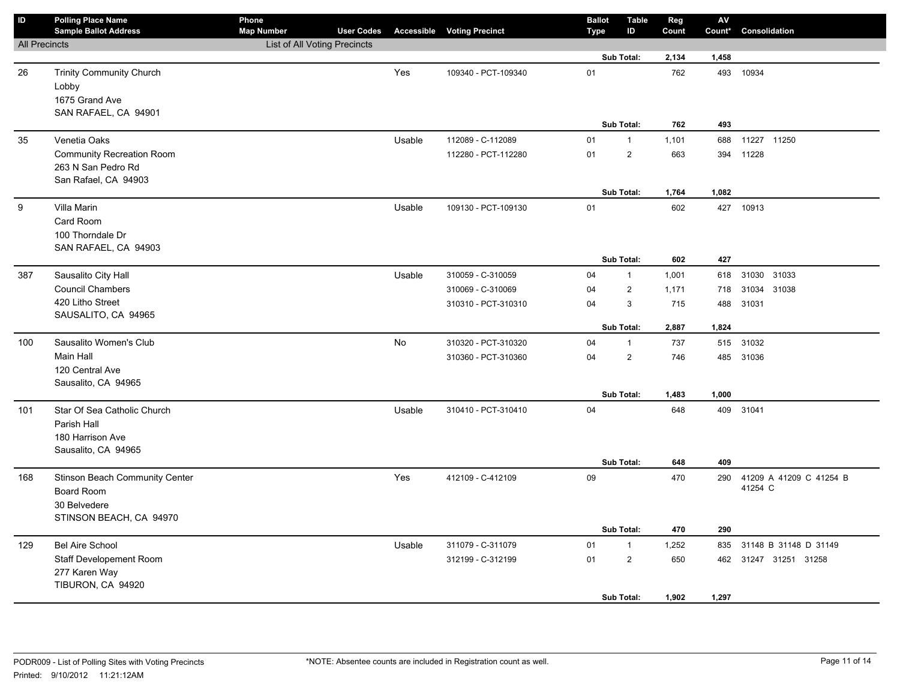| ID | Polling Place Name<br>Sample Ballot Address | Phone<br>Map Number | User Codes | Accessible | Voting Precinct | Ballot Type | Table ID | Reg Count | AV Count* | Consolidation |
|---|---|---|---|---|---|---|---|---|---|---|
| All Precincts | | List of All Voting Precincts | | | | | | | | |
| | | | | | | | Sub Total: | 2,134 | 1,458 | |
| 26 | Trinity Community Church<br>Lobby<br>1675 Grand Ave<br>SAN RAFAEL, CA 94901 | | | Yes | 109340 - PCT-109340 | 01 | | 762 | 493 | 10934 |
| | | | | | | | Sub Total: | 762 | 493 | |
| 35 | Venetia Oaks<br>Community Recreation Room<br>263 N San Pedro Rd<br>San Rafael, CA 94903 | | | Usable | 112089 - C-112089 | 01 | 1 | 1,101 | 688 | 11227 11250 |
| | | | | | 112280 - PCT-112280 | 01 | 2 | 663 | 394 | 11228 |
| | | | | | | | Sub Total: | 1,764 | 1,082 | |
| 9 | Villa Marin<br>Card Room<br>100 Thorndale Dr<br>SAN RAFAEL, CA 94903 | | | Usable | 109130 - PCT-109130 | 01 | | 602 | 427 | 10913 |
| | | | | | | | Sub Total: | 602 | 427 | |
| 387 | Sausalito City Hall<br>Council Chambers<br>420 Litho Street<br>SAUSALITO, CA 94965 | | | Usable | 310059 - C-310059 | 04 | 1 | 1,001 | 618 | 31030 31033 |
| | | | | | 310069 - C-310069 | 04 | 2 | 1,171 | 718 | 31034 31038 |
| | | | | | 310310 - PCT-310310 | 04 | 3 | 715 | 488 | 31031 |
| | | | | | | | Sub Total: | 2,887 | 1,824 | |
| 100 | Sausalito Women's Club<br>Main Hall<br>120 Central Ave<br>Sausalito, CA 94965 | | | No | 310320 - PCT-310320 | 04 | 1 | 737 | 515 | 31032 |
| | | | | | 310360 - PCT-310360 | 04 | 2 | 746 | 485 | 31036 |
| | | | | | | | Sub Total: | 1,483 | 1,000 | |
| 101 | Star Of Sea Catholic Church<br>Parish Hall<br>180 Harrison Ave<br>Sausalito, CA 94965 | | | Usable | 310410 - PCT-310410 | 04 | | 648 | 409 | 31041 |
| | | | | | | | Sub Total: | 648 | 409 | |
| 168 | Stinson Beach Community Center<br>Board Room<br>30 Belvedere<br>STINSON BEACH, CA 94970 | | | Yes | 412109 - C-412109 | 09 | | 470 | 290 | 41209 A 41209 C 41254 B 41254 C |
| | | | | | | | Sub Total: | 470 | 290 | |
| 129 | Bel Aire School<br>Staff Developement Room<br>277 Karen Way<br>TIBURON, CA 94920 | | | Usable | 311079 - C-311079 | 01 | 1 | 1,252 | 835 | 31148 B 31148 D 31149 |
| | | | | | 312199 - C-312199 | 01 | 2 | 650 | 462 | 31247 31251 31258 |
| | | | | | | | Sub Total: | 1,902 | 1,297 | |

PODR009 - List of Polling Sites with Voting Precincts

Printed: 9/10/2012 11:21:12AM

*NOTE: Absentee counts are included in Registration count as well.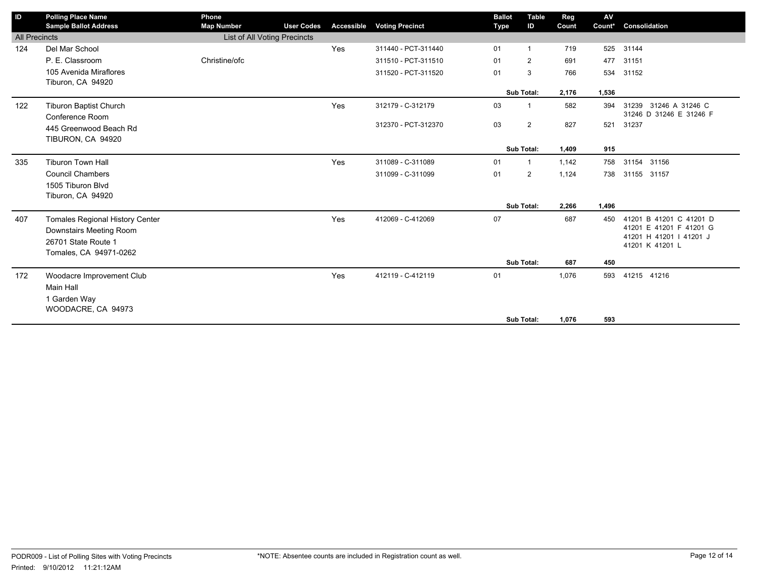| ID | Polling Place Name<br>Sample Ballot Address | Phone<br>Map Number | User Codes | Accessible | Voting Precinct | Ballot Type | Table ID | Reg Count | AV Count* | Consolidation |
|---|---|---|---|---|---|---|---|---|---|---|
| All Precincts | | List of All Voting Precincts | | | | | | | | |
| 124 | Del Mar School | | | Yes | 311440 - PCT-311440 | 01 | 1 | 719 | 525 | 31144 |
| | P. E. Classroom | Christine/ofc | | | 311510 - PCT-311510 | 01 | 2 | 691 | 477 | 31151 |
| | 105 Avenida Miraflores | | | | 311520 - PCT-311520 | 01 | 3 | 766 | 534 | 31152 |
| | Tiburon, CA 94920 | | | | | | | | | |
| | | | | | | | **Sub Total:** | **2,176** | **1,536** | |
| 122 | Tiburon Baptist Church | | | Yes | 312179 - C-312179 | 03 | 1 | 582 | 394 | 31239 31246 A 31246 C 31246 D 31246 E 31246 F |
| | Conference Room | | | | | | | | | |
| | 445 Greenwood Beach Rd | | | | 312370 - PCT-312370 | 03 | 2 | 827 | 521 | 31237 |
| | TIBURON, CA 94920 | | | | | | | | | |
| | | | | | | | **Sub Total:** | **1,409** | **915** | |
| 335 | Tiburon Town Hall | | | Yes | 311089 - C-311089 | 01 | 1 | 1,142 | 758 | 31154 31156 |
| | Council Chambers | | | | 311099 - C-311099 | 01 | 2 | 1,124 | 738 | 31155 31157 |
| | 1505 Tiburon Blvd | | | | | | | | | |
| | Tiburon, CA 94920 | | | | | | | | | |
| | | | | | | | **Sub Total:** | **2,266** | **1,496** | |
| 407 | Tomales Regional History Center | | | Yes | 412069 - C-412069 | 07 | | 687 | 450 | 41201 B 41201 C 41201 D 41201 E 41201 F 41201 G 41201 H 41201 I 41201 J 41201 K 41201 L |
| | Downstairs Meeting Room | | | | | | | | | |
| | 26701 State Route 1 | | | | | | | | | |
| | Tomales, CA 94971-0262 | | | | | | | | | |
| | | | | | | | **Sub Total:** | **687** | **450** | |
| 172 | Woodacre Improvement Club | | | Yes | 412119 - C-412119 | 01 | | 1,076 | 593 | 41215 41216 |
| | Main Hall | | | | | | | | | |
| | 1 Garden Way | | | | | | | | | |
| | WOODACRE, CA 94973 | | | | | | | | | |
| | | | | | | | **Sub Total:** | **1,076** | **593** | |

PODR009 - List of Polling Sites with Voting Precincts

Printed: 9/10/2012 11:21:12AM

*NOTE: Absentee counts are included in Registration count as well.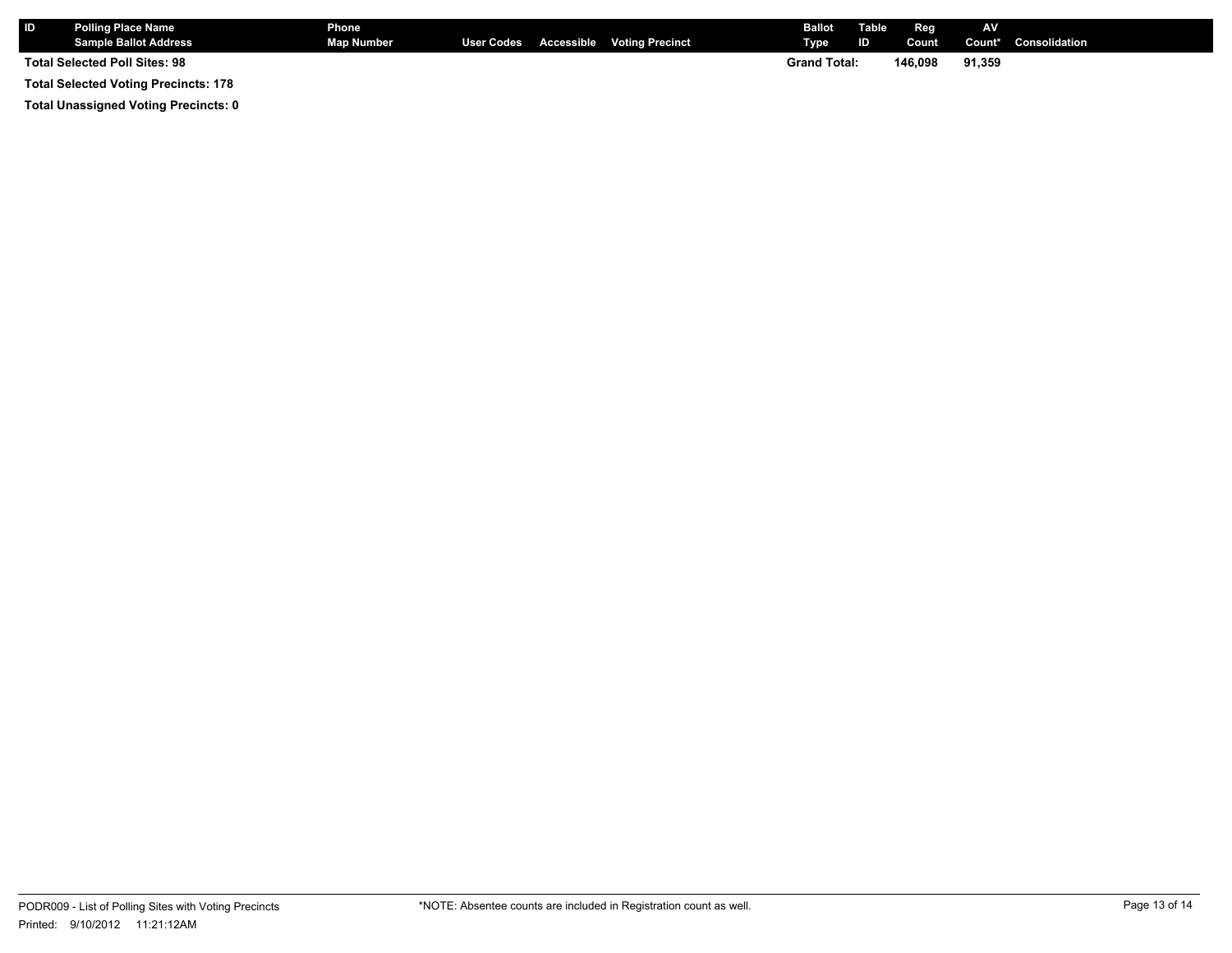| ID | Polling Place Name<br>Sample Ballot Address | Phone<br>Map Number | User Codes | Accessible | Voting Precinct | Ballot Type | Table ID | Reg Count | AV Count* | Consolidation |
|---|---|---|---|---|---|---|---|---|---|---|
| Total Selected Poll Sites: 98 | | | | | | Grand Total: | | 146,098 | 91,359 | |

**Total Selected Voting Precincts: 178**

**Total Unassigned Voting Precincts: 0**

PODR009 - List of Polling Sites with Voting Precincts

Printed: 9/10/2012 11:21:12AM

*NOTE: Absentee counts are included in Registration count as well.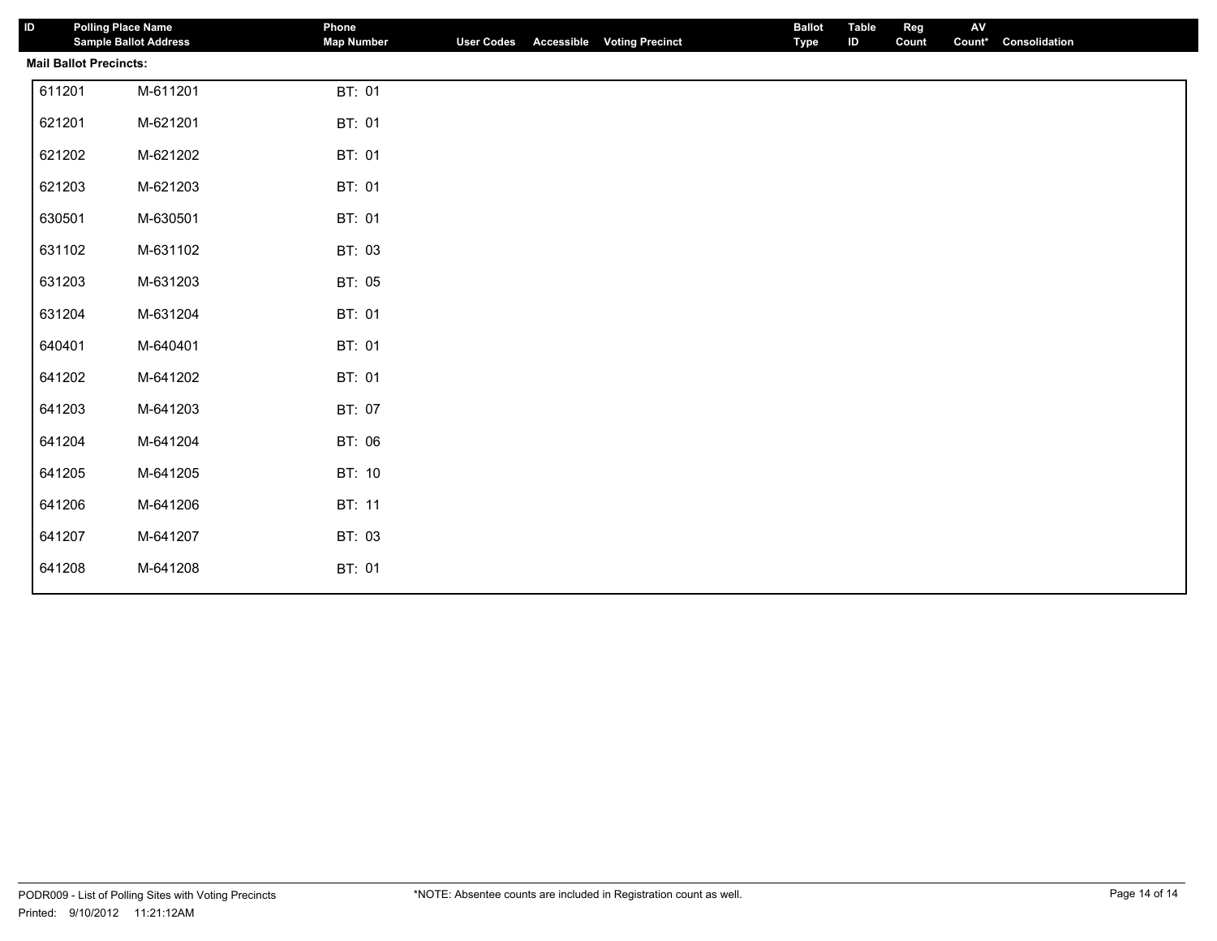| ID | Polling Place Name<br>Sample Ballot Address | Phone<br>Map Number | User Codes | Accessible | Voting Precinct | Ballot Type | Table ID | Reg Count | AV Count* | Consolidation |
|---|---|---|---|---|---|---|---|---|---|---|

**Mail Ballot Precincts:**

| | | |
|---|---|---|
| 611201 | M-611201 | BT: 01 |
| 621201 | M-621201 | BT: 01 |
| 621202 | M-621202 | BT: 01 |
| 621203 | M-621203 | BT: 01 |
| 630501 | M-630501 | BT: 01 |
| 631102 | M-631102 | BT: 03 |
| 631203 | M-631203 | BT: 05 |
| 631204 | M-631204 | BT: 01 |
| 640401 | M-640401 | BT: 01 |
| 641202 | M-641202 | BT: 01 |
| 641203 | M-641203 | BT: 07 |
| 641204 | M-641204 | BT: 06 |
| 641205 | M-641205 | BT: 10 |
| 641206 | M-641206 | BT: 11 |
| 641207 | M-641207 | BT: 03 |
| 641208 | M-641208 | BT: 01 |

PODR009 - List of Polling Sites with Voting Precincts

Printed: 9/10/2012 11:21:12AM

*NOTE: Absentee counts are included in Registration count as well.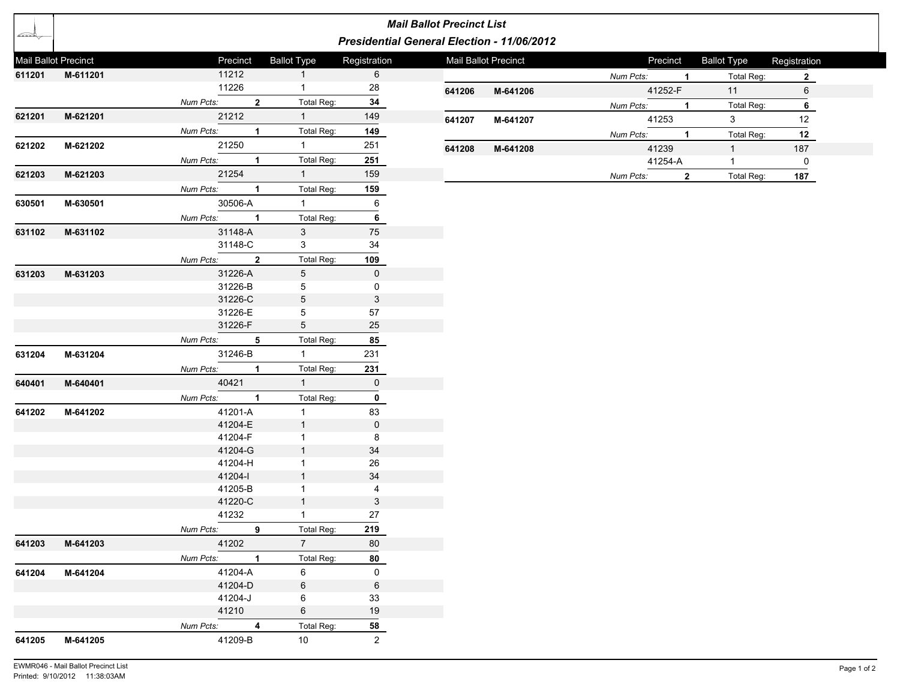## Mail Ballot Precinct List

### Presidential General Election - 11/06/2012

| Mail Ballot Precinct | | Precinct | Ballot Type | Registration |
|---|---|---|---|---|
| **611201** | **M-611201** | 11212 | 1 | 6 |
| | | 11226 | 1 | 28 |
| | *Num Pcts:* **2** | | Total Reg: | **34** |
| **621201** | **M-621201** | 21212 | 1 | 149 |
| | *Num Pcts:* **1** | | Total Reg: | **149** |
| **621202** | **M-621202** | 21250 | 1 | 251 |
| | *Num Pcts:* **1** | | Total Reg: | **251** |
| **621203** | **M-621203** | 21254 | 1 | 159 |
| | *Num Pcts:* **1** | | Total Reg: | **159** |
| **630501** | **M-630501** | 30506-A | 1 | 6 |
| | *Num Pcts:* **1** | | Total Reg: | **6** |
| **631102** | **M-631102** | 31148-A | 3 | 75 |
| | | 31148-C | 3 | 34 |
| | *Num Pcts:* **2** | | Total Reg: | **109** |
| **631203** | **M-631203** | 31226-A | 5 | 0 |
| | | 31226-B | 5 | 0 |
| | | 31226-C | 5 | 3 |
| | | 31226-E | 5 | 57 |
| | | 31226-F | 5 | 25 |
| | *Num Pcts:* **5** | | Total Reg: | **85** |
| **631204** | **M-631204** | 31246-B | 1 | 231 |
| | *Num Pcts:* **1** | | Total Reg: | **231** |
| **640401** | **M-640401** | 40421 | 1 | 0 |
| | *Num Pcts:* **1** | | Total Reg: | **0** |
| **641202** | **M-641202** | 41201-A | 1 | 83 |
| | | 41204-E | 1 | 0 |
| | | 41204-F | 1 | 8 |
| | | 41204-G | 1 | 34 |
| | | 41204-H | 1 | 26 |
| | | 41204-I | 1 | 34 |
| | | 41205-B | 1 | 4 |
| | | 41220-C | 1 | 3 |
| | | 41232 | 1 | 27 |
| | *Num Pcts:* **9** | | Total Reg: | **219** |
| **641203** | **M-641203** | 41202 | 7 | 80 |
| | *Num Pcts:* **1** | | Total Reg: | **80** |
| **641204** | **M-641204** | 41204-A | 6 | 0 |
| | | 41204-D | 6 | 6 |
| | | 41204-J | 6 | 33 |
| | | 41210 | 6 | 19 |
| | *Num Pcts:* **4** | | Total Reg: | **58** |
| **641205** | **M-641205** | 41209-B | 10 | 2 |
| | *Num Pcts:* **1** | | Total Reg: | **2** |
| **641206** | **M-641206** | 41252-F | 11 | 6 |
| | *Num Pcts:* **1** | | Total Reg: | **6** |
| **641207** | **M-641207** | 41253 | 3 | 12 |
| | *Num Pcts:* **1** | | Total Reg: | **12** |
| **641208** | **M-641208** | 41239 | 1 | 187 |
| | | 41254-A | 1 | 0 |
| | *Num Pcts:* **2** | | Total Reg: | **187** |

EWMR046 - Mail Ballot Precinct List
Printed: 9/10/2012 11:38:03AM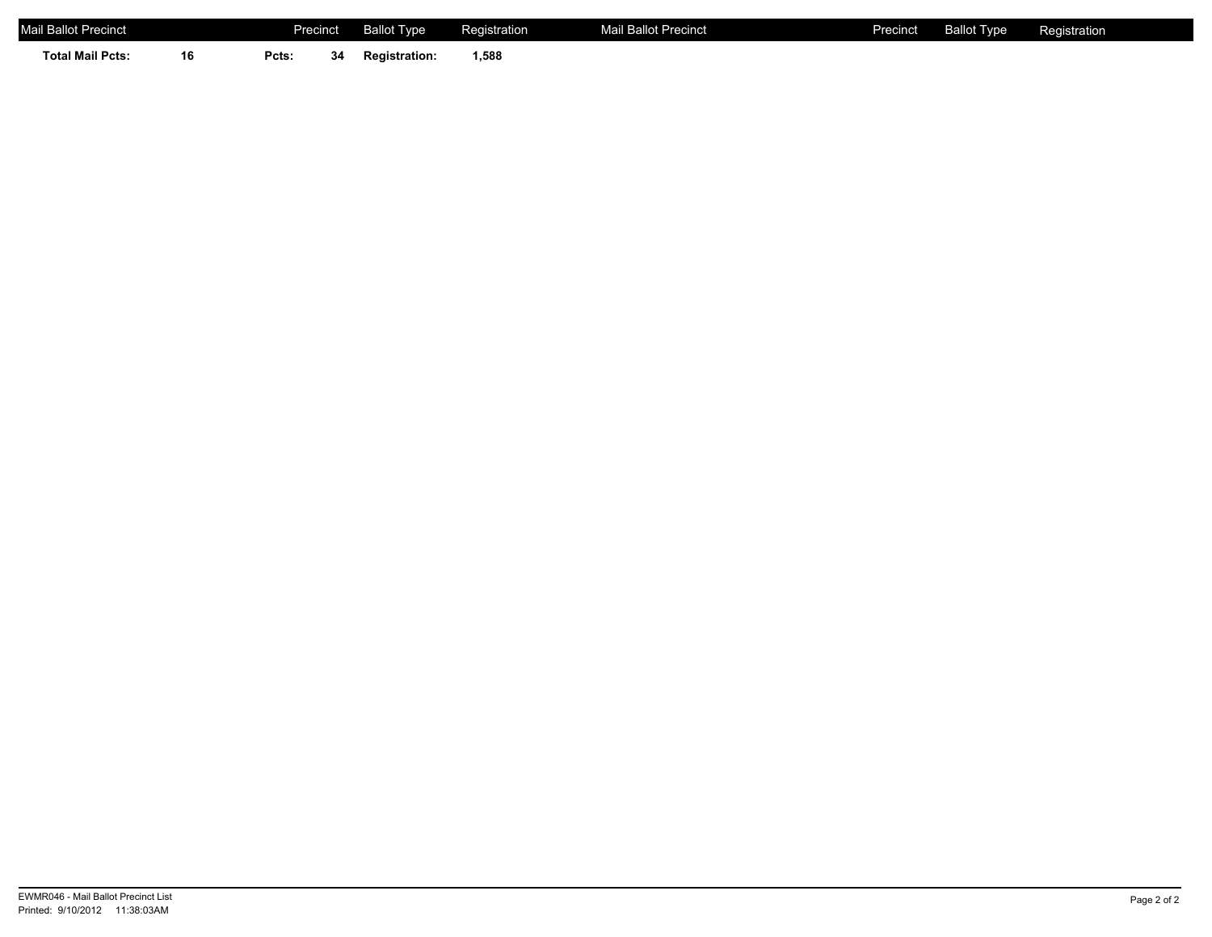| Mail Ballot Precinct | | Precinct | Ballot Type | Registration | Mail Ballot Precinct | Precinct | Ballot Type | Registration |
|---|---|---|---|---|---|---|---|---|

**Total Mail Pcts:** 16 **Pcts:** 34 **Registration:** 1,588

EWMR046 - Mail Ballot Precinct List
Printed: 9/10/2012 11:38:03AM